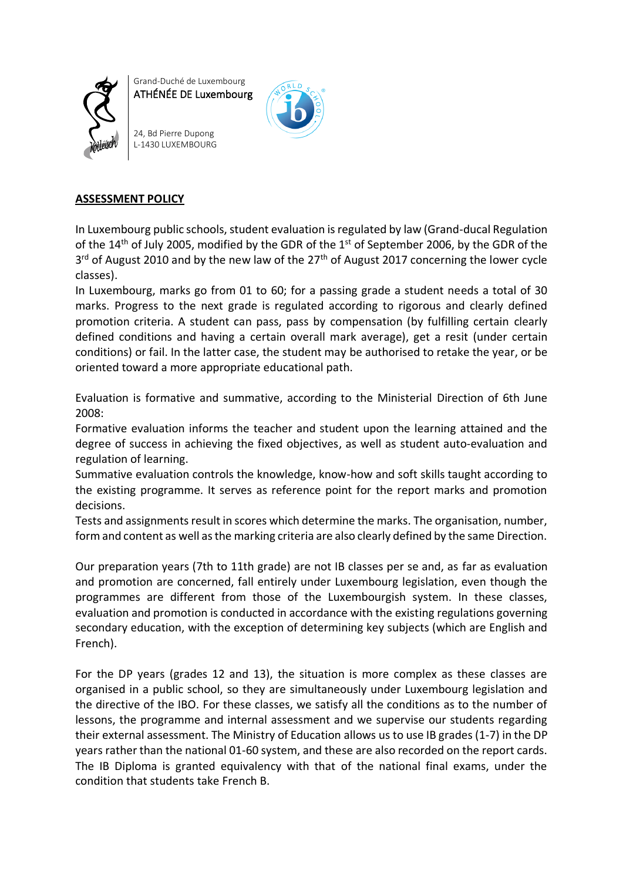Grand-Duché de Luxembourg
ATHÉNÉE DE Luxembourg

24, Bd Pierre Dupong
L-1430 LUXEMBOURG

## ASSESSMENT POLICY

In Luxembourg public schools, student evaluation is regulated by law (Grand-ducal Regulation of the 14th of July 2005, modified by the GDR of the 1st of September 2006, by the GDR of the 3rd of August 2010 and by the new law of the 27th of August 2017 concerning the lower cycle classes).
In Luxembourg, marks go from 01 to 60; for a passing grade a student needs a total of 30 marks. Progress to the next grade is regulated according to rigorous and clearly defined promotion criteria. A student can pass, pass by compensation (by fulfilling certain clearly defined conditions and having a certain overall mark average), get a resit (under certain conditions) or fail. In the latter case, the student may be authorised to retake the year, or be oriented toward a more appropriate educational path.

Evaluation is formative and summative, according to the Ministerial Direction of 6th June 2008:
Formative evaluation informs the teacher and student upon the learning attained and the degree of success in achieving the fixed objectives, as well as student auto-evaluation and regulation of learning.
Summative evaluation controls the knowledge, know-how and soft skills taught according to the existing programme. It serves as reference point for the report marks and promotion decisions.
Tests and assignments result in scores which determine the marks. The organisation, number, form and content as well as the marking criteria are also clearly defined by the same Direction.

Our preparation years (7th to 11th grade) are not IB classes per se and, as far as evaluation and promotion are concerned, fall entirely under Luxembourg legislation, even though the programmes are different from those of the Luxembourgish system. In these classes, evaluation and promotion is conducted in accordance with the existing regulations governing secondary education, with the exception of determining key subjects (which are English and French).

For the DP years (grades 12 and 13), the situation is more complex as these classes are organised in a public school, so they are simultaneously under Luxembourg legislation and the directive of the IBO. For these classes, we satisfy all the conditions as to the number of lessons, the programme and internal assessment and we supervise our students regarding their external assessment. The Ministry of Education allows us to use IB grades (1-7) in the DP years rather than the national 01-60 system, and these are also recorded on the report cards. The IB Diploma is granted equivalency with that of the national final exams, under the condition that students take French B.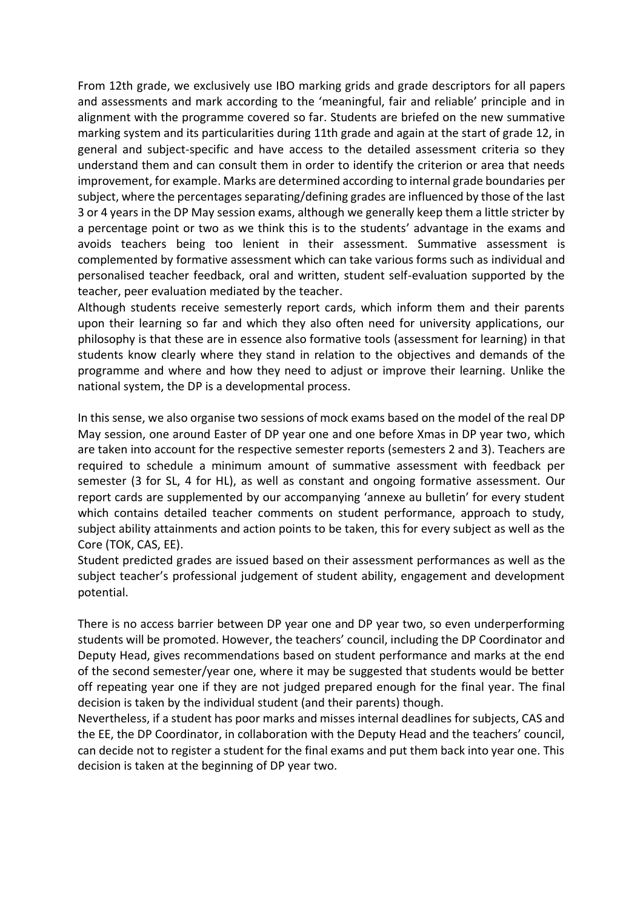From 12th grade, we exclusively use IBO marking grids and grade descriptors for all papers and assessments and mark according to the 'meaningful, fair and reliable' principle and in alignment with the programme covered so far. Students are briefed on the new summative marking system and its particularities during 11th grade and again at the start of grade 12, in general and subject-specific and have access to the detailed assessment criteria so they understand them and can consult them in order to identify the criterion or area that needs improvement, for example. Marks are determined according to internal grade boundaries per subject, where the percentages separating/defining grades are influenced by those of the last 3 or 4 years in the DP May session exams, although we generally keep them a little stricter by a percentage point or two as we think this is to the students' advantage in the exams and avoids teachers being too lenient in their assessment. Summative assessment is complemented by formative assessment which can take various forms such as individual and personalised teacher feedback, oral and written, student self-evaluation supported by the teacher, peer evaluation mediated by the teacher.

Although students receive semesterly report cards, which inform them and their parents upon their learning so far and which they also often need for university applications, our philosophy is that these are in essence also formative tools (assessment for learning) in that students know clearly where they stand in relation to the objectives and demands of the programme and where and how they need to adjust or improve their learning. Unlike the national system, the DP is a developmental process.

In this sense, we also organise two sessions of mock exams based on the model of the real DP May session, one around Easter of DP year one and one before Xmas in DP year two, which are taken into account for the respective semester reports (semesters 2 and 3). Teachers are required to schedule a minimum amount of summative assessment with feedback per semester (3 for SL, 4 for HL), as well as constant and ongoing formative assessment. Our report cards are supplemented by our accompanying 'annexe au bulletin' for every student which contains detailed teacher comments on student performance, approach to study, subject ability attainments and action points to be taken, this for every subject as well as the Core (TOK, CAS, EE).

Student predicted grades are issued based on their assessment performances as well as the subject teacher's professional judgement of student ability, engagement and development potential.

There is no access barrier between DP year one and DP year two, so even underperforming students will be promoted. However, the teachers' council, including the DP Coordinator and Deputy Head, gives recommendations based on student performance and marks at the end of the second semester/year one, where it may be suggested that students would be better off repeating year one if they are not judged prepared enough for the final year. The final decision is taken by the individual student (and their parents) though.

Nevertheless, if a student has poor marks and misses internal deadlines for subjects, CAS and the EE, the DP Coordinator, in collaboration with the Deputy Head and the teachers' council, can decide not to register a student for the final exams and put them back into year one. This decision is taken at the beginning of DP year two.